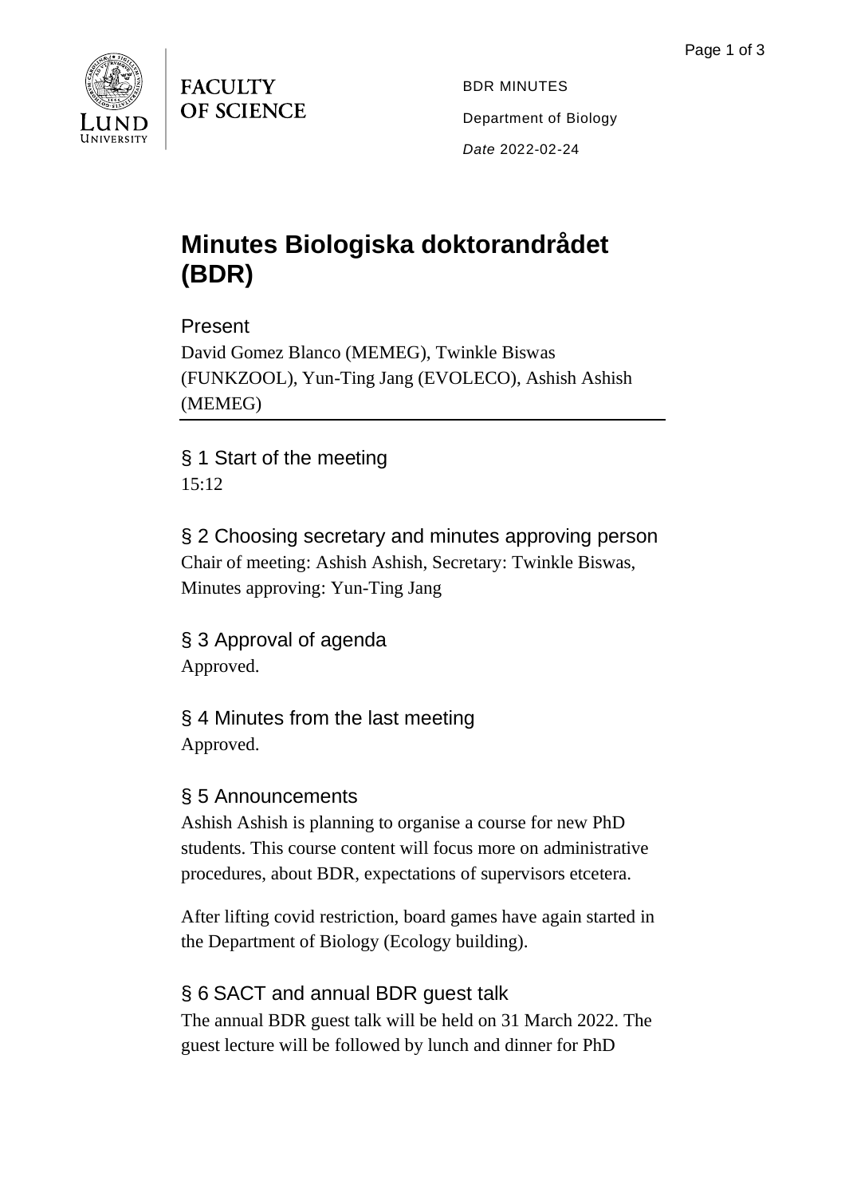FACULTY OF SCIENCE

BDR MINUTES

Department of Biology

*Date* 2022-02-24

# Minutes Biologiska doktorandrådet (BDR)

## Present

David Gomez Blanco (MEMEG), Twinkle Biswas (FUNKZOOL), Yun-Ting Jang (EVOLECO), Ashish Ashish (MEMEG)

---

## § 1 Start of the meeting

15:12

## § 2 Choosing secretary and minutes approving person

Chair of meeting: Ashish Ashish, Secretary: Twinkle Biswas, Minutes approving: Yun-Ting Jang

## § 3 Approval of agenda

Approved.

## § 4 Minutes from the last meeting

Approved.

## § 5 Announcements

Ashish Ashish is planning to organise a course for new PhD students. This course content will focus more on administrative procedures, about BDR, expectations of supervisors etcetera.

After lifting covid restriction, board games have again started in the Department of Biology (Ecology building).

## § 6 SACT and annual BDR guest talk

The annual BDR guest talk will be held on 31 March 2022. The guest lecture will be followed by lunch and dinner for PhD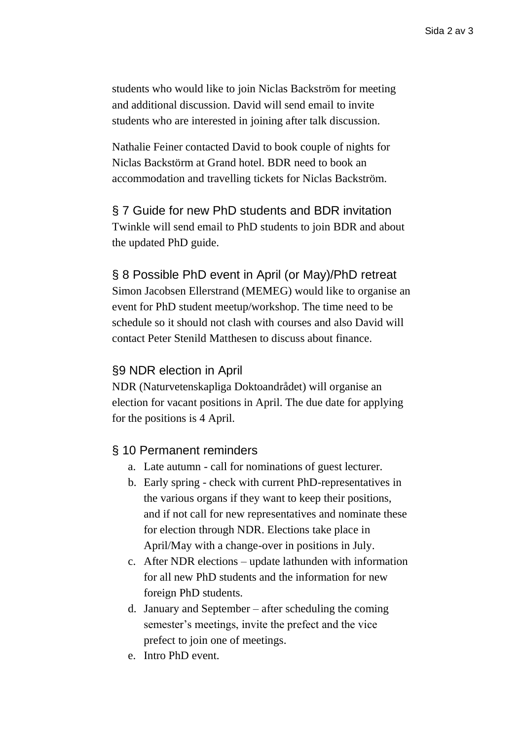students who would like to join Niclas Backström for meeting and additional discussion. David will send email to invite students who are interested in joining after talk discussion.

Nathalie Feiner contacted David to book couple of nights for Niclas Backstörm at Grand hotel. BDR need to book an accommodation and travelling tickets for Niclas Backström.

## § 7 Guide for new PhD students and BDR invitation

Twinkle will send email to PhD students to join BDR and about the updated PhD guide.

## § 8 Possible PhD event in April (or May)/PhD retreat

Simon Jacobsen Ellerstrand (MEMEG) would like to organise an event for PhD student meetup/workshop. The time need to be schedule so it should not clash with courses and also David will contact Peter Stenild Matthesen to discuss about finance.

## §9 NDR election in April

NDR (Naturvetenskapliga Doktoandrådet) will organise an election for vacant positions in April. The due date for applying for the positions is 4 April.

## § 10 Permanent reminders

a. Late autumn - call for nominations of guest lecturer.
b. Early spring - check with current PhD-representatives in the various organs if they want to keep their positions, and if not call for new representatives and nominate these for election through NDR. Elections take place in April/May with a change-over in positions in July.
c. After NDR elections – update lathunden with information for all new PhD students and the information for new foreign PhD students.
d. January and September – after scheduling the coming semester's meetings, invite the prefect and the vice prefect to join one of meetings.
e. Intro PhD event.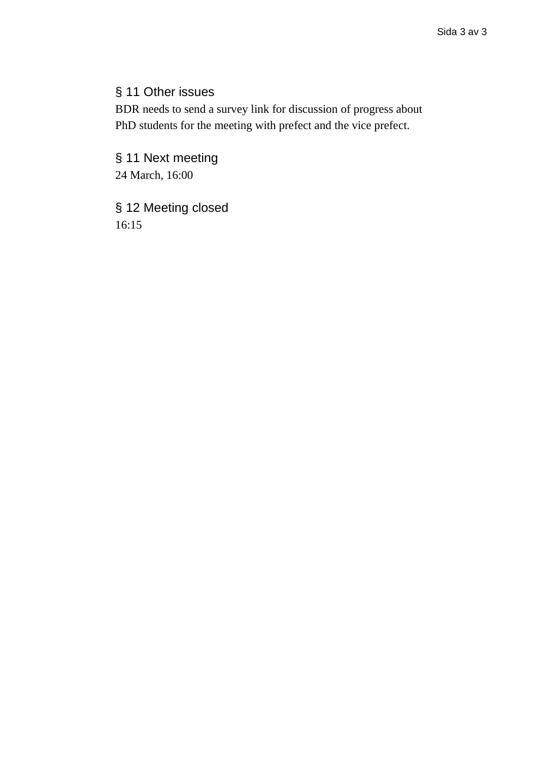## § 11 Other issues

BDR needs to send a survey link for discussion of progress about PhD students for the meeting with prefect and the vice prefect.

## § 11 Next meeting

24 March, 16:00

## § 12 Meeting closed

16:15